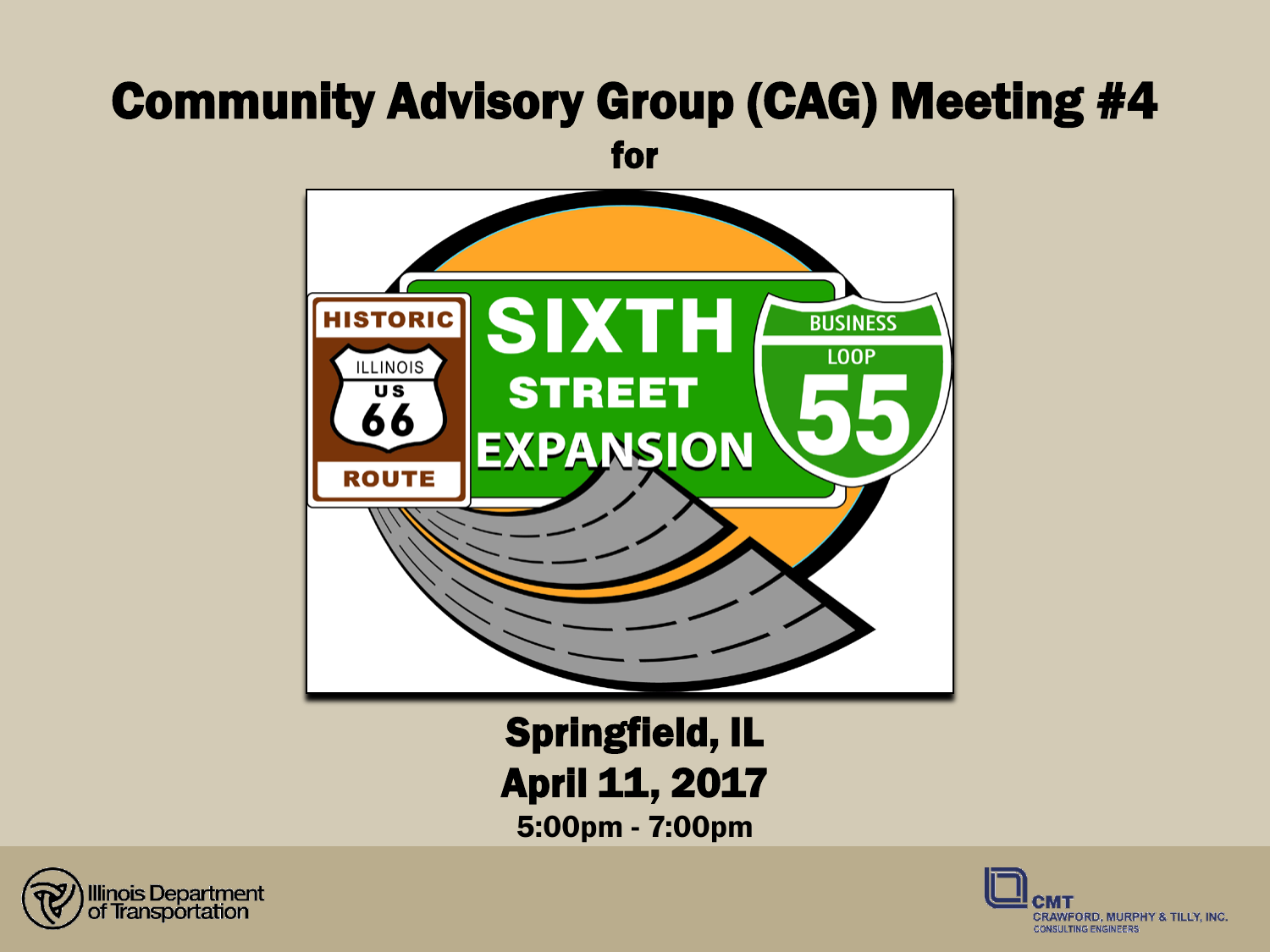# Community Advisory Group (CAG) Meeting #4

for

HISTORIC ILLINOIS US 66 ROUTE

SIXTH STREET EXPANSION

BUSINESS LOOP 55

## Springfield, IL

## April 11, 2017

**5:00pm - 7:00pm**

Illinois Department of Transportation

CMT
CRAWFORD, MURPHY & TILLY, INC.
CONSULTING ENGINEERS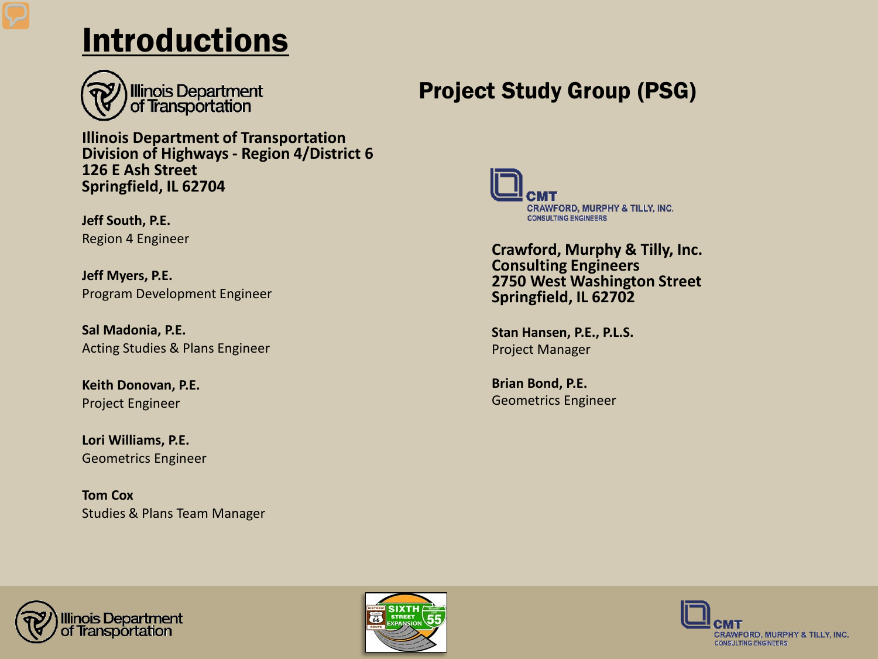# Introductions

## Project Study Group (PSG)

**Illinois Department of Transportation**
**Division of Highways - Region 4/District 6**
**126 E Ash Street**
**Springfield, IL 62704**

**Jeff South, P.E.**
Region 4 Engineer

**Jeff Myers, P.E.**
Program Development Engineer

**Sal Madonia, P.E.**
Acting Studies & Plans Engineer

**Keith Donovan, P.E.**
Project Engineer

**Lori Williams, P.E.**
Geometrics Engineer

**Tom Cox**
Studies & Plans Team Manager

**Crawford, Murphy & Tilly, Inc.**
**Consulting Engineers**
**2750 West Washington Street**
**Springfield, IL 62702**

**Stan Hansen, P.E., P.L.S.**
Project Manager

**Brian Bond, P.E.**
Geometrics Engineer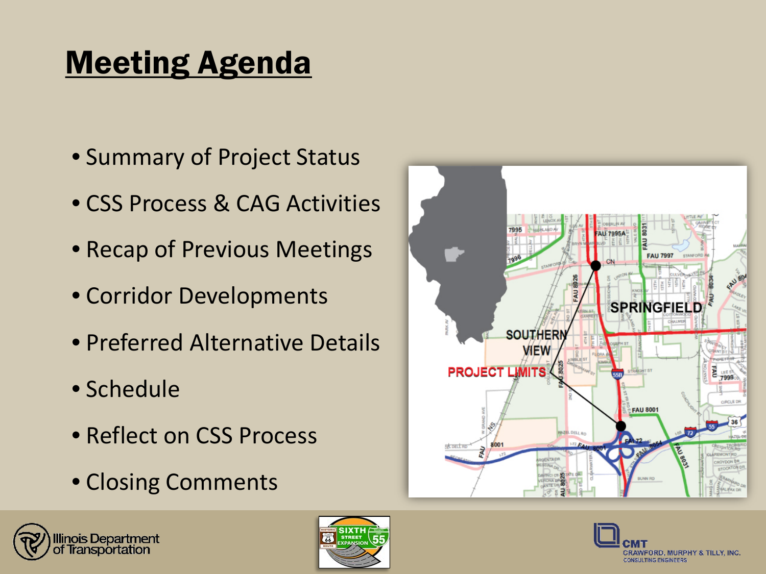# Meeting Agenda

- Summary of Project Status
- CSS Process & CAG Activities
- Recap of Previous Meetings
- Corridor Developments
- Preferred Alternative Details
- Schedule
- Reflect on CSS Process
- Closing Comments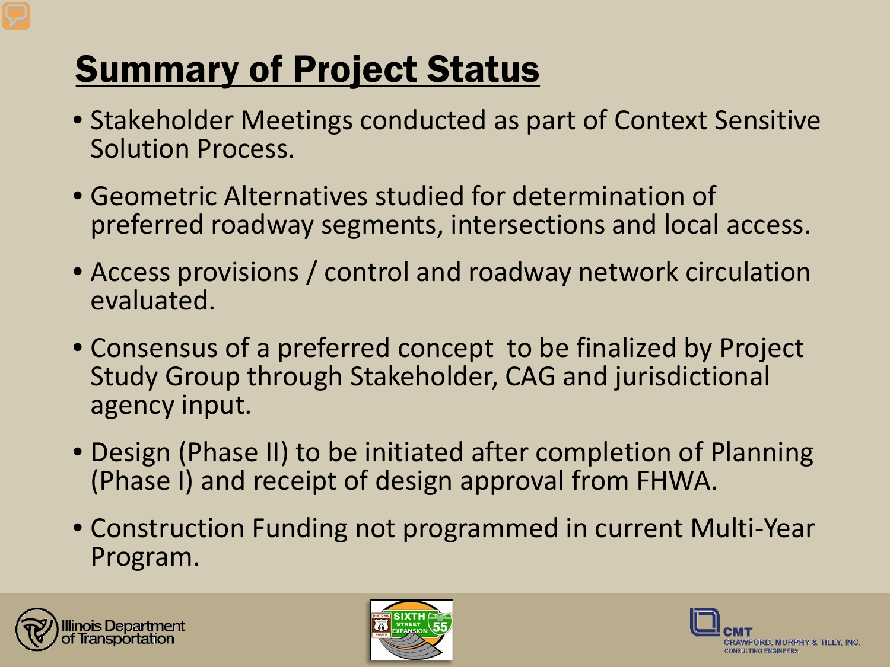# Summary of Project Status

- Stakeholder Meetings conducted as part of Context Sensitive Solution Process.
- Geometric Alternatives studied for determination of preferred roadway segments, intersections and local access.
- Access provisions / control and roadway network circulation evaluated.
- Consensus of a preferred concept to be finalized by Project Study Group through Stakeholder, CAG and jurisdictional agency input.
- Design (Phase II) to be initiated after completion of Planning (Phase I) and receipt of design approval from FHWA.
- Construction Funding not programmed in current Multi-Year Program.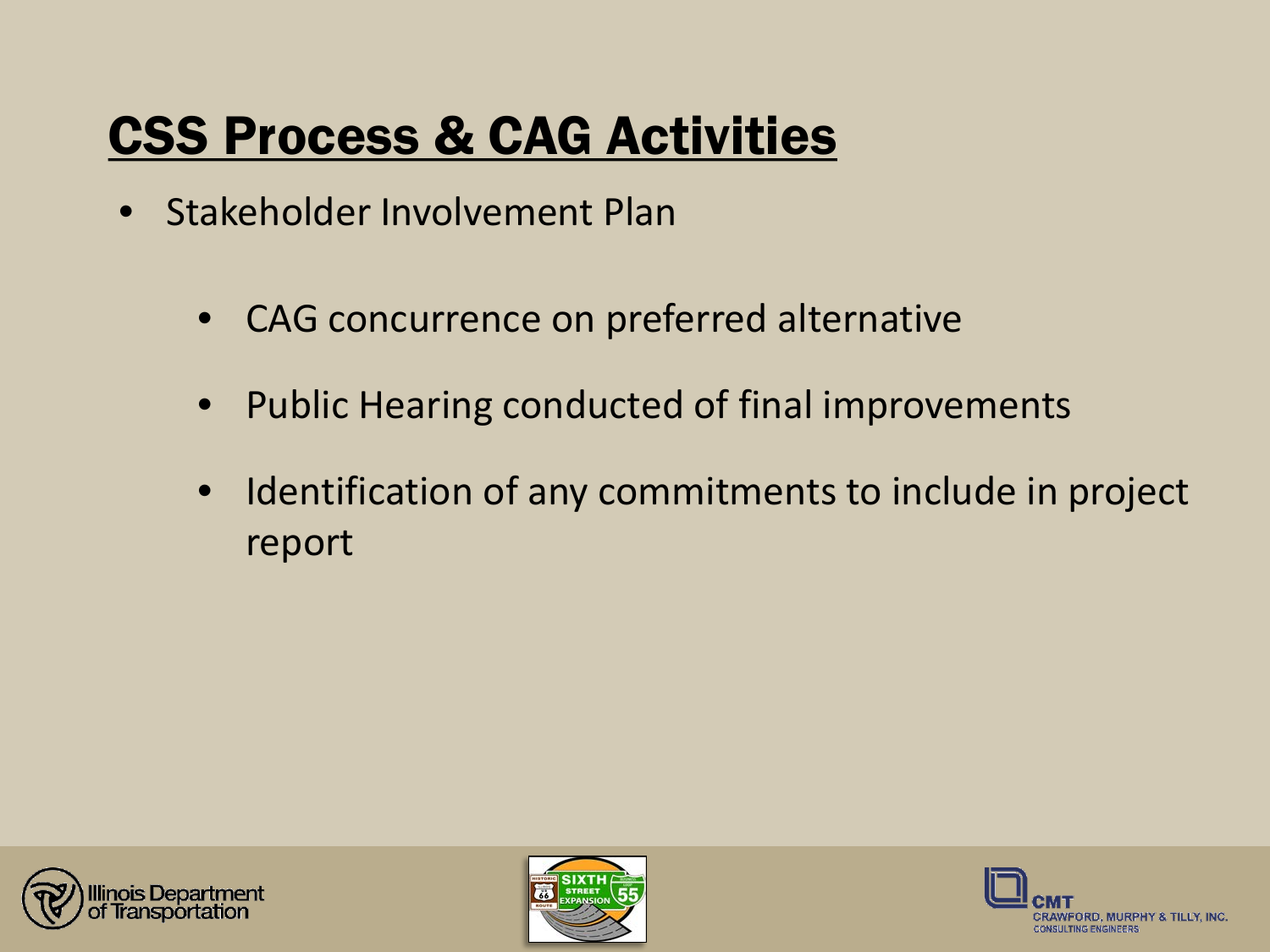# CSS Process & CAG Activities

- Stakeholder Involvement Plan
  - CAG concurrence on preferred alternative
  - Public Hearing conducted of final improvements
  - Identification of any commitments to include in project report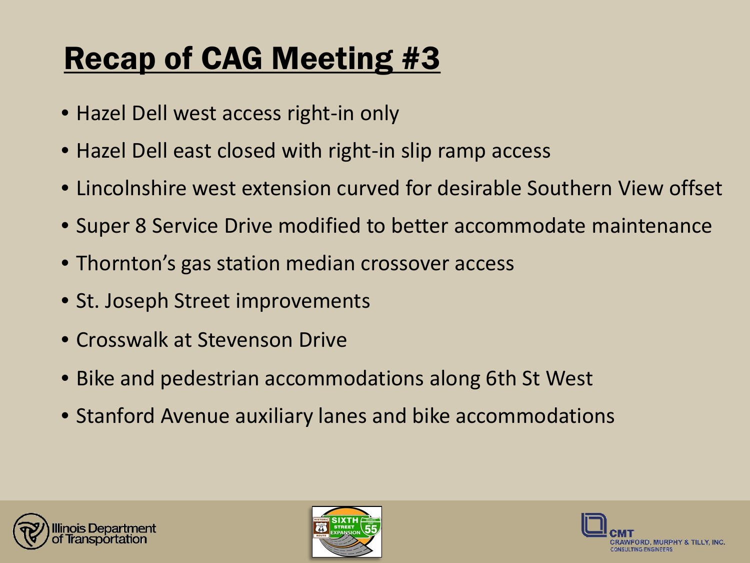# Recap of CAG Meeting #3

- Hazel Dell west access right-in only
- Hazel Dell east closed with right-in slip ramp access
- Lincolnshire west extension curved for desirable Southern View offset
- Super 8 Service Drive modified to better accommodate maintenance
- Thornton's gas station median crossover access
- St. Joseph Street improvements
- Crosswalk at Stevenson Drive
- Bike and pedestrian accommodations along 6th St West
- Stanford Avenue auxiliary lanes and bike accommodations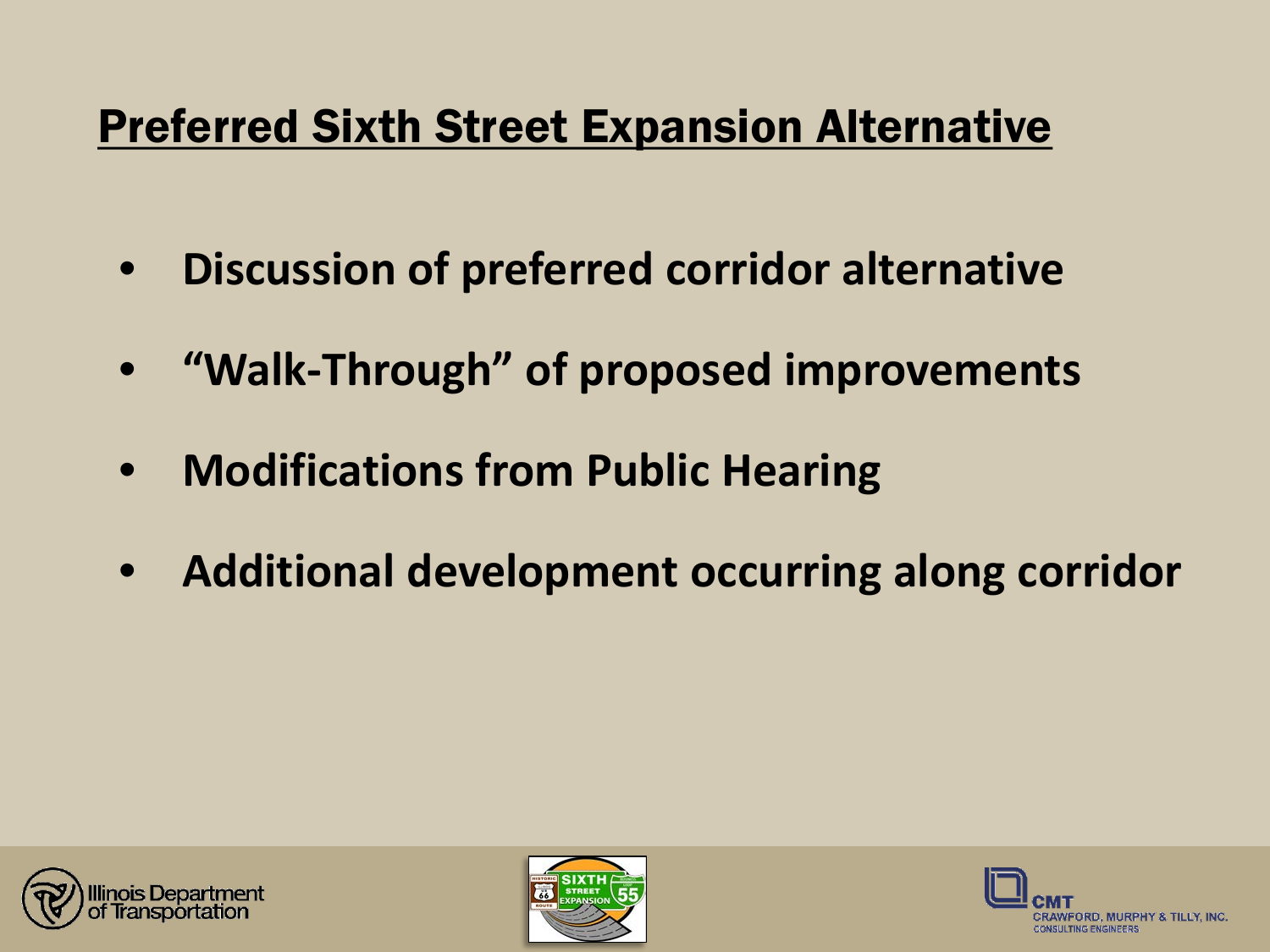# Preferred Sixth Street Expansion Alternative

- **Discussion of preferred corridor alternative**
- **"Walk-Through" of proposed improvements**
- **Modifications from Public Hearing**
- **Additional development occurring along corridor**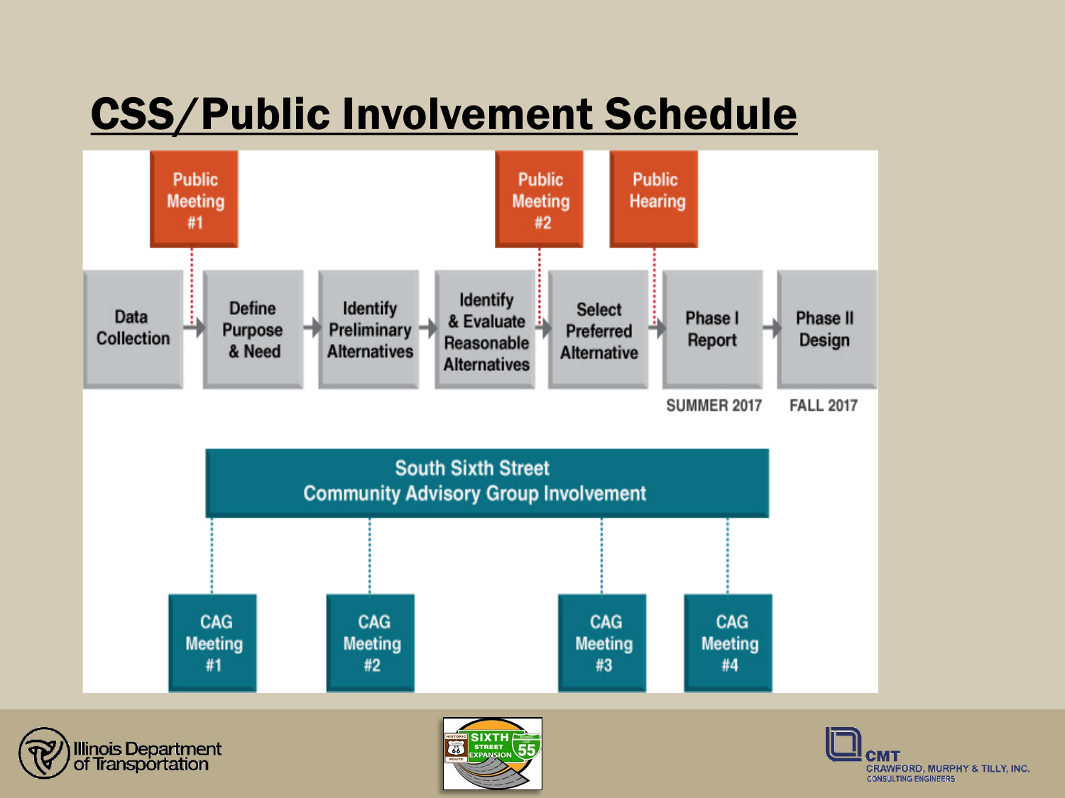# CSS/Public Involvement Schedule

Public Meeting #1

Public Meeting #2

Public Hearing

Data Collection

Define Purpose & Need

Identify Preliminary Alternatives

Identify & Evaluate Reasonable Alternatives

Select Preferred Alternative

Phase I Report

Phase II Design

SUMMER 2017

FALL 2017

South Sixth Street Community Advisory Group Involvement

CAG Meeting #1

CAG Meeting #2

CAG Meeting #3

CAG Meeting #4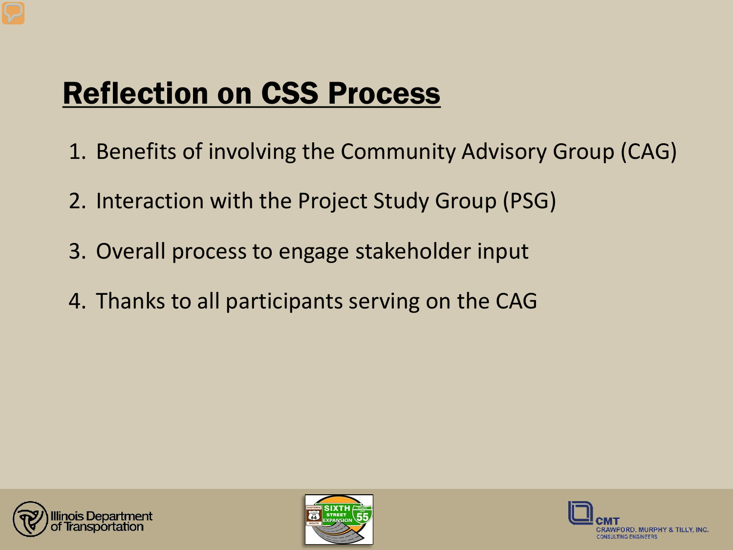## Reflection on CSS Process

1. Benefits of involving the Community Advisory Group (CAG)
2. Interaction with the Project Study Group (PSG)
3. Overall process to engage stakeholder input
4. Thanks to all participants serving on the CAG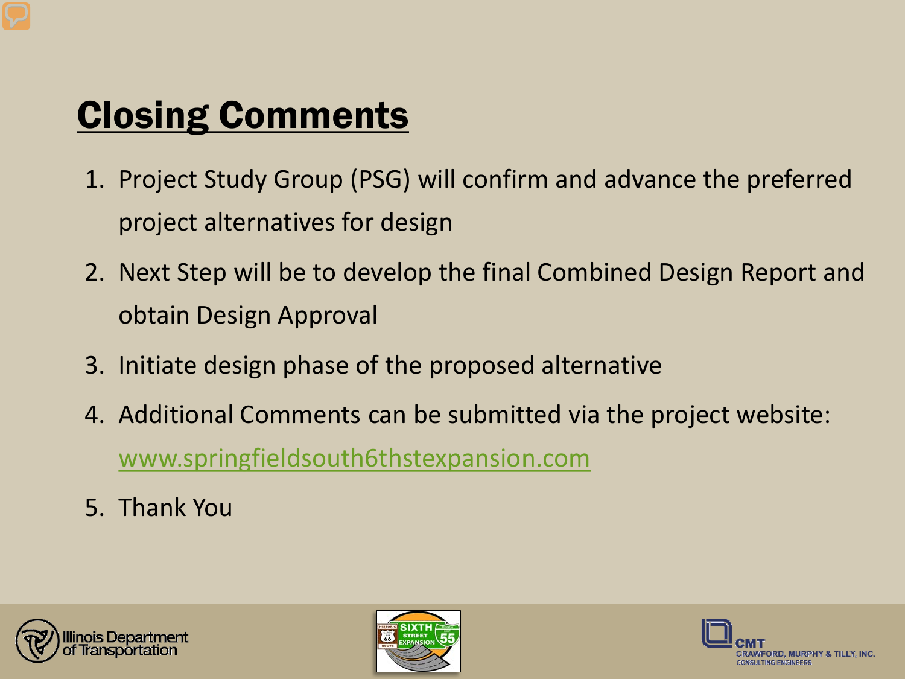## Closing Comments

1. Project Study Group (PSG) will confirm and advance the preferred project alternatives for design
2. Next Step will be to develop the final Combined Design Report and obtain Design Approval
3. Initiate design phase of the proposed alternative
4. Additional Comments can be submitted via the project website: www.springfieldsouth6thstexpansion.com
5. Thank You